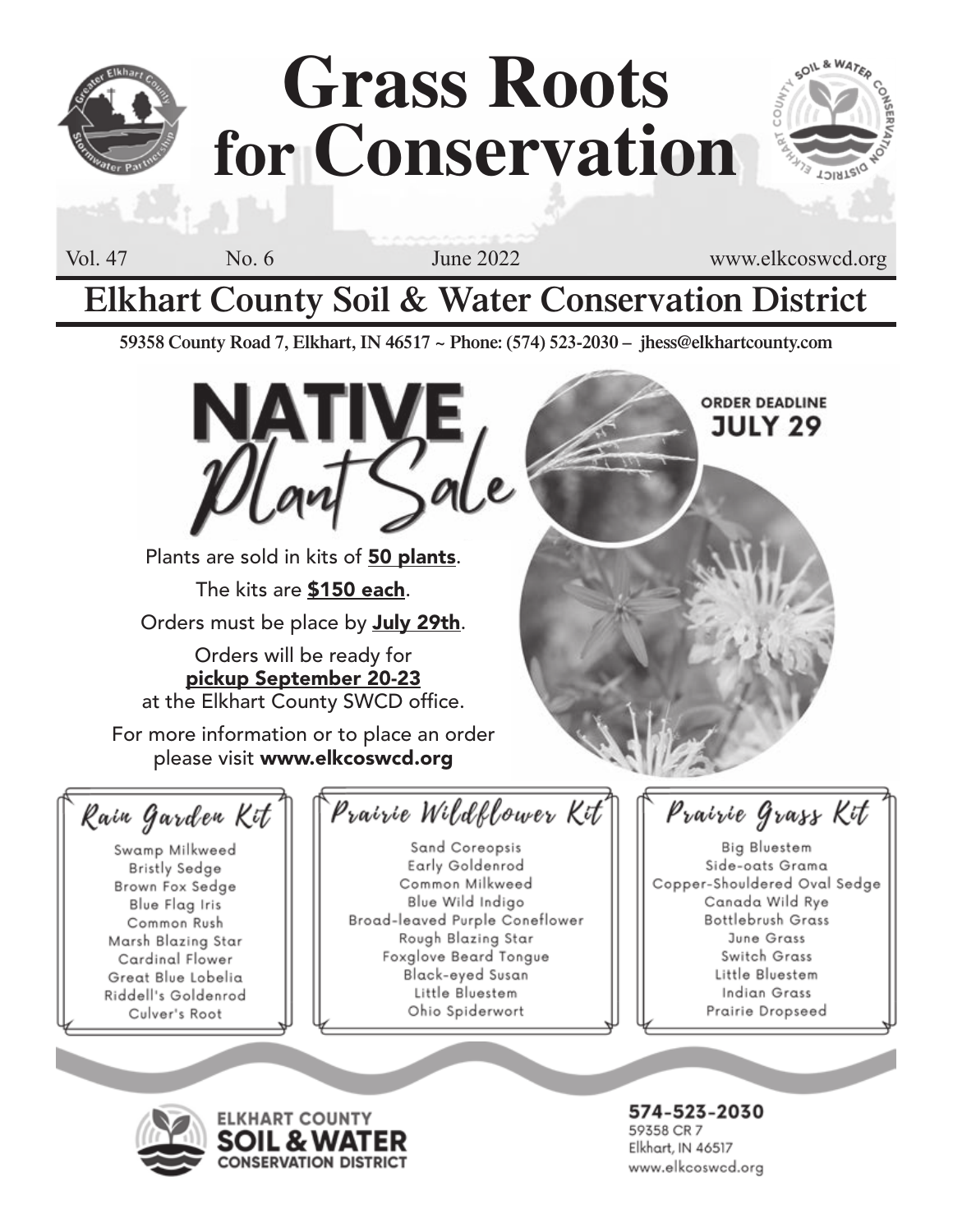# Grass Roots for Conservation

Vol. 47 No. 6 June 2022 www.elkcoswcd.org

## Elkhart County Soil & Water Conservation District

**59358 County Road 7, Elkhart, IN 46517 ~ Phone: (574) 523-2030 – jhess@elkhartcounty.com**

# NATIVE Plant Sale

**ORDER DEADLINE JULY 29**

Plants are sold in kits of **50 plants**.

The kits are **$150 each**.

Orders must be place by **July 29th**.

Orders will be ready for **pickup September 20-23** at the Elkhart County SWCD office.

For more information or to place an order please visit **www.elkcoswcd.org**

### Rain Garden Kit

- Swamp Milkweed
- Bristly Sedge
- Brown Fox Sedge
- Blue Flag Iris
- Common Rush
- Marsh Blazing Star
- Cardinal Flower
- Great Blue Lobelia
- Riddell's Goldenrod
- Culver's Root

### Prairie Wildflower Kit

- Sand Coreopsis
- Early Goldenrod
- Common Milkweed
- Blue Wild Indigo
- Broad-leaved Purple Coneflower
- Rough Blazing Star
- Foxglove Beard Tongue
- Black-eyed Susan
- Little Bluestem
- Ohio Spiderwort

### Prairie Grass Kit

- Big Bluestem
- Side-oats Grama
- Copper-Shouldered Oval Sedge
- Canada Wild Rye
- Bottlebrush Grass
- June Grass
- Switch Grass
- Little Bluestem
- Indian Grass
- Prairie Dropseed

ELKHART COUNTY SOIL & WATER CONSERVATION DISTRICT

574-523-2030
59358 CR 7
Elkhart, IN 46517
www.elkcoswcd.org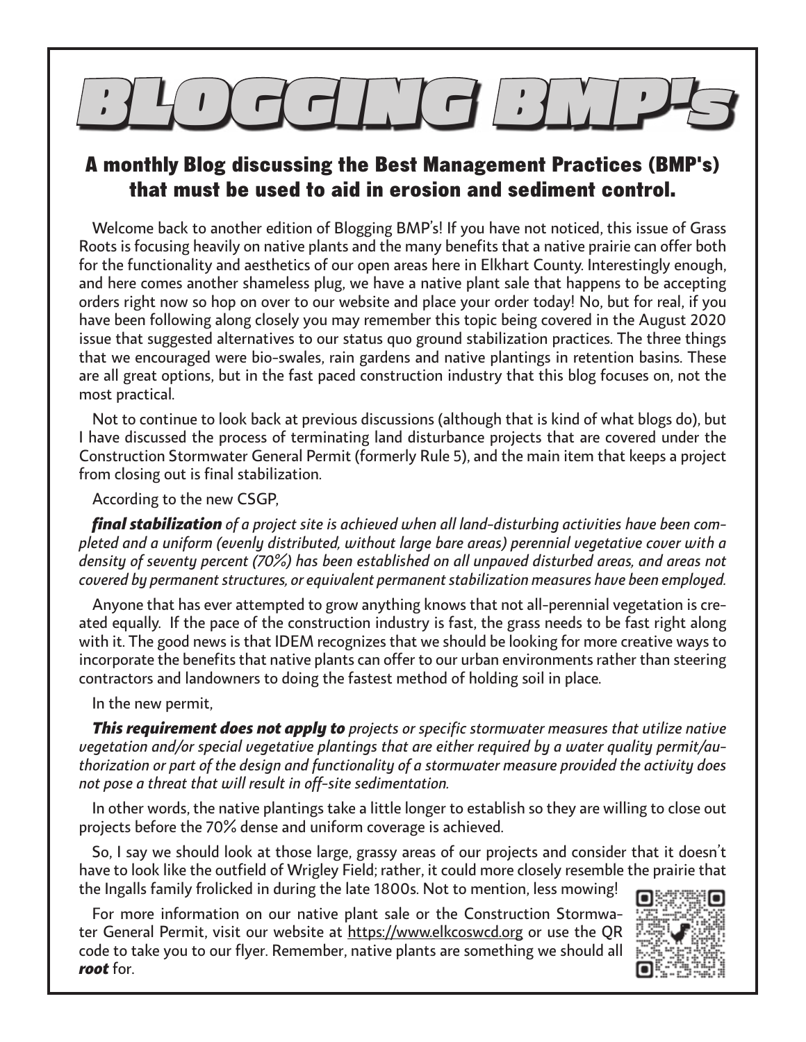# BLOGGING BMP's

## A monthly Blog discussing the Best Management Practices (BMP's) that must be used to aid in erosion and sediment control.

Welcome back to another edition of Blogging BMP's! If you have not noticed, this issue of Grass Roots is focusing heavily on native plants and the many benefits that a native prairie can offer both for the functionality and aesthetics of our open areas here in Elkhart County. Interestingly enough, and here comes another shameless plug, we have a native plant sale that happens to be accepting orders right now so hop on over to our website and place your order today! No, but for real, if you have been following along closely you may remember this topic being covered in the August 2020 issue that suggested alternatives to our status quo ground stabilization practices. The three things that we encouraged were bio-swales, rain gardens and native plantings in retention basins. These are all great options, but in the fast paced construction industry that this blog focuses on, not the most practical.

Not to continue to look back at previous discussions (although that is kind of what blogs do), but I have discussed the process of terminating land disturbance projects that are covered under the Construction Stormwater General Permit (formerly Rule 5), and the main item that keeps a project from closing out is final stabilization.

According to the new CSGP,

***final stabilization*** *of a project site is achieved when all land-disturbing activities have been completed and a uniform (evenly distributed, without large bare areas) perennial vegetative cover with a density of seventy percent (70%) has been established on all unpaved disturbed areas, and areas not covered by permanent structures, or equivalent permanent stabilization measures have been employed.*

Anyone that has ever attempted to grow anything knows that not all-perennial vegetation is created equally. If the pace of the construction industry is fast, the grass needs to be fast right along with it. The good news is that IDEM recognizes that we should be looking for more creative ways to incorporate the benefits that native plants can offer to our urban environments rather than steering contractors and landowners to doing the fastest method of holding soil in place.

In the new permit,

***This requirement does not apply to*** *projects or specific stormwater measures that utilize native vegetation and/or special vegetative plantings that are either required by a water quality permit/authorization or part of the design and functionality of a stormwater measure provided the activity does not pose a threat that will result in off-site sedimentation.*

In other words, the native plantings take a little longer to establish so they are willing to close out projects before the 70% dense and uniform coverage is achieved.

So, I say we should look at those large, grassy areas of our projects and consider that it doesn't have to look like the outfield of Wrigley Field; rather, it could more closely resemble the prairie that the Ingalls family frolicked in during the late 1800s. Not to mention, less mowing!

For more information on our native plant sale or the Construction Stormwater General Permit, visit our website at https://www.elkcoswcd.org or use the QR code to take you to our flyer. Remember, native plants are something we should all ***root*** for.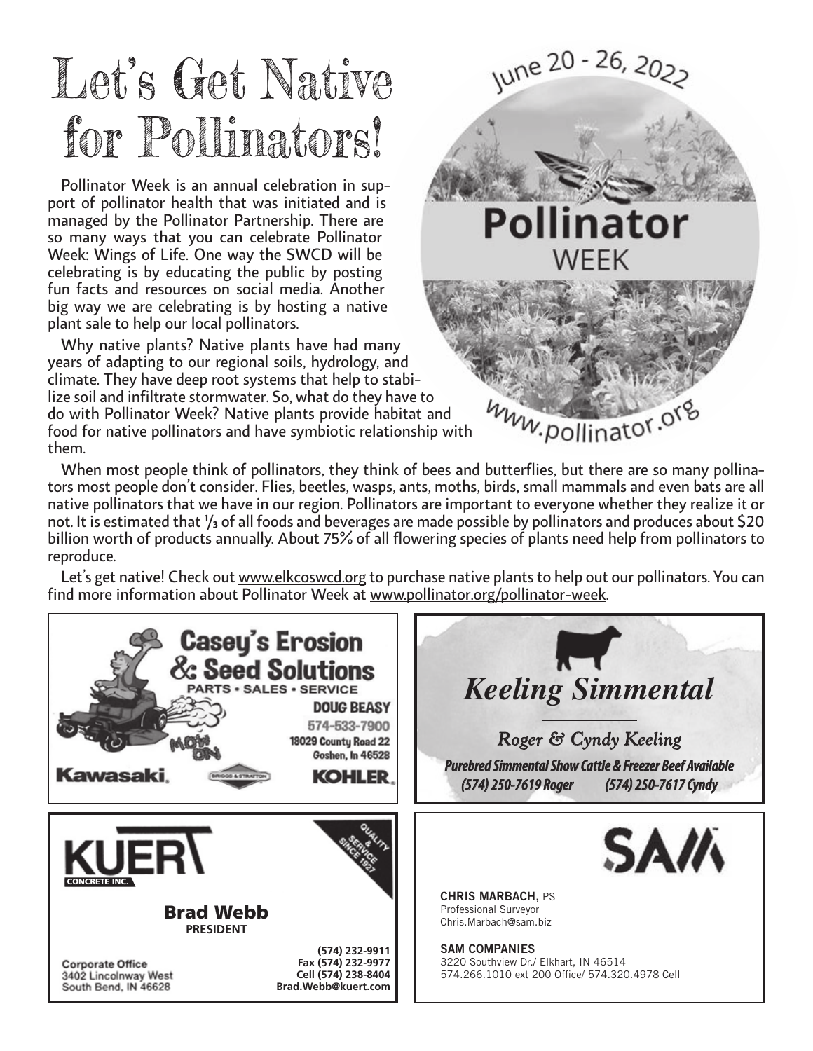# Let's Get Native for Pollinators!

Pollinator Week is an annual celebration in support of pollinator health that was initiated and is managed by the Pollinator Partnership. There are so many ways that you can celebrate Pollinator Week: Wings of Life. One way the SWCD will be celebrating is by educating the public by posting fun facts and resources on social media. Another big way we are celebrating is by hosting a native plant sale to help our local pollinators.

June 20 - 26, 2022

**Pollinator WEEK**

www.pollinator.org

Why native plants? Native plants have had many years of adapting to our regional soils, hydrology, and climate. They have deep root systems that help to stabilize soil and infiltrate stormwater. So, what do they have to do with Pollinator Week? Native plants provide habitat and food for native pollinators and have symbiotic relationship with them.

When most people think of pollinators, they think of bees and butterflies, but there are so many pollinators most people don't consider. Flies, beetles, wasps, ants, moths, birds, small mammals and even bats are all native pollinators that we have in our region. Pollinators are important to everyone whether they realize it or not. It is estimated that ⅓ of all foods and beverages are made possible by pollinators and produces about $20 billion worth of products annually. About 75% of all flowering species of plants need help from pollinators to reproduce.

Let's get native! Check out www.elkcoswcd.org to purchase native plants to help out our pollinators. You can find more information about Pollinator Week at www.pollinator.org/pollinator-week.

---

**Casey's Erosion & Seed Solutions**
PARTS • SALES • SERVICE
MOW ON
**DOUG BEASY**
574-533-7900
18029 County Road 22
Goshen, In 46528
Kawasaki. BRIGGS & STRATTON KOHLER.

---

***Keeling Simmental***

*Roger & Cyndy Keeling*

***Purebred Simmental Show Cattle & Freezer Beef Available***
*(574) 250-7619 Roger (574) 250-7617 Cyndy*

---

**KUERT CONCRETE INC.**
QUALITY & SERVICE SINCE 1927

**Brad Webb**
**PRESIDENT**

Corporate Office
3402 Lincolnway West
South Bend, IN 46628

**(574) 232-9911**
**Fax (574) 232-9977**
**Cell (574) 238-8404**
**Brad.Webb@kuert.com**

---

**SAM**

**CHRIS MARBACH,** PS
Professional Surveyor
Chris.Marbach@sam.biz

**SAM COMPANIES**
3220 Southview Dr./ Elkhart, IN 46514
574.266.1010 ext 200 Office/ 574.320.4978 Cell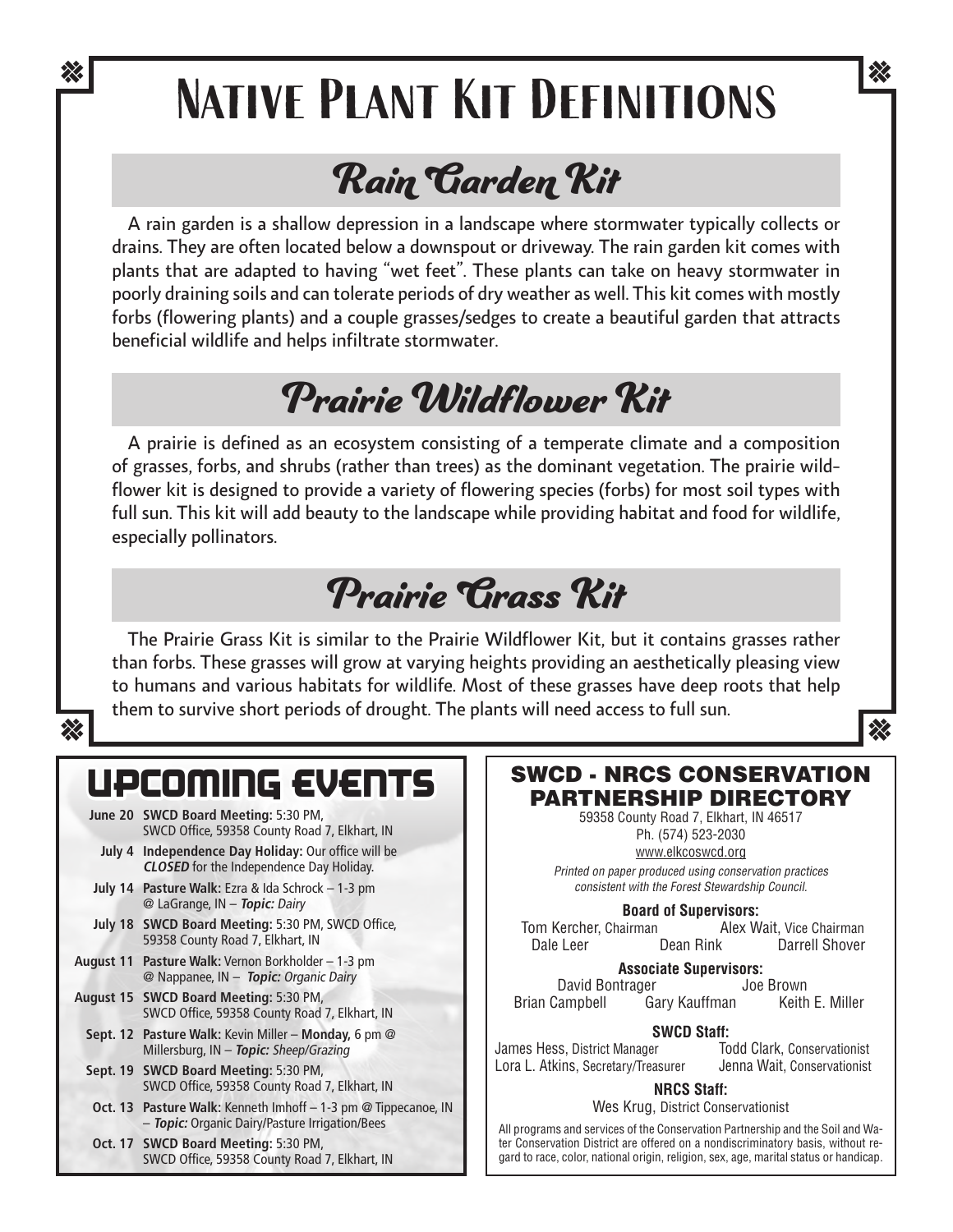# Native Plant Kit Definitions

## Rain Garden Kit

A rain garden is a shallow depression in a landscape where stormwater typically collects or drains. They are often located below a downspout or driveway. The rain garden kit comes with plants that are adapted to having "wet feet". These plants can take on heavy stormwater in poorly draining soils and can tolerate periods of dry weather as well. This kit comes with mostly forbs (flowering plants) and a couple grasses/sedges to create a beautiful garden that attracts beneficial wildlife and helps infiltrate stormwater.

## Prairie Wildflower Kit

A prairie is defined as an ecosystem consisting of a temperate climate and a composition of grasses, forbs, and shrubs (rather than trees) as the dominant vegetation. The prairie wildflower kit is designed to provide a variety of flowering species (forbs) for most soil types with full sun. This kit will add beauty to the landscape while providing habitat and food for wildlife, especially pollinators.

## Prairie Grass Kit

The Prairie Grass Kit is similar to the Prairie Wildflower Kit, but it contains grasses rather than forbs. These grasses will grow at varying heights providing an aesthetically pleasing view to humans and various habitats for wildlife. Most of these grasses have deep roots that help them to survive short periods of drought. The plants will need access to full sun.

## Upcoming Events

| | |
|---|---|
| June 20 | **SWCD Board Meeting:** 5:30 PM, SWCD Office, 59358 County Road 7, Elkhart, IN |
| July 4 | **Independence Day Holiday:** Our office will be ***CLOSED*** for the Independence Day Holiday. |
| July 14 | **Pasture Walk:** Ezra & Ida Schrock – 1-3 pm @ LaGrange, IN – ***Topic:*** *Dairy* |
| July 18 | **SWCD Board Meeting:** 5:30 PM, SWCD Office, 59358 County Road 7, Elkhart, IN |
| August 11 | **Pasture Walk:** Vernon Borkholder – 1-3 pm @ Nappanee, IN – ***Topic:*** *Organic Dairy* |
| August 15 | **SWCD Board Meeting:** 5:30 PM, SWCD Office, 59358 County Road 7, Elkhart, IN |
| Sept. 12 | **Pasture Walk:** Kevin Miller – **Monday,** 6 pm @ Millersburg, IN – ***Topic:*** *Sheep/Grazing* |
| Sept. 19 | **SWCD Board Meeting:** 5:30 PM, SWCD Office, 59358 County Road 7, Elkhart, IN |
| Oct. 13 | **Pasture Walk:** Kenneth Imhoff – 1-3 pm @ Tippecanoe, IN – ***Topic:*** Organic Dairy/Pasture Irrigation/Bees |
| Oct. 17 | **SWCD Board Meeting:** 5:30 PM, SWCD Office, 59358 County Road 7, Elkhart, IN |

## SWCD - NRCS Conservation Partnership Directory

59358 County Road 7, Elkhart, IN 46517
Ph. (574) 523-2030
www.elkcoswcd.org

*Printed on paper produced using conservation practices consistent with the Forest Stewardship Council.*

**Board of Supervisors:**
Tom Kercher, Chairman — Alex Wait, Vice Chairman
Dale Leer — Dean Rink — Darrell Shover

**Associate Supervisors:**
David Bontrager — Joe Brown
Brian Campbell — Gary Kauffman — Keith E. Miller

**SWCD Staff:**
James Hess, District Manager — Todd Clark, Conservationist
Lora L. Atkins, Secretary/Treasurer — Jenna Wait, Conservationist

**NRCS Staff:**
Wes Krug, District Conservationist

All programs and services of the Conservation Partnership and the Soil and Water Conservation District are offered on a nondiscriminatory basis, without regard to race, color, national origin, religion, sex, age, marital status or handicap.